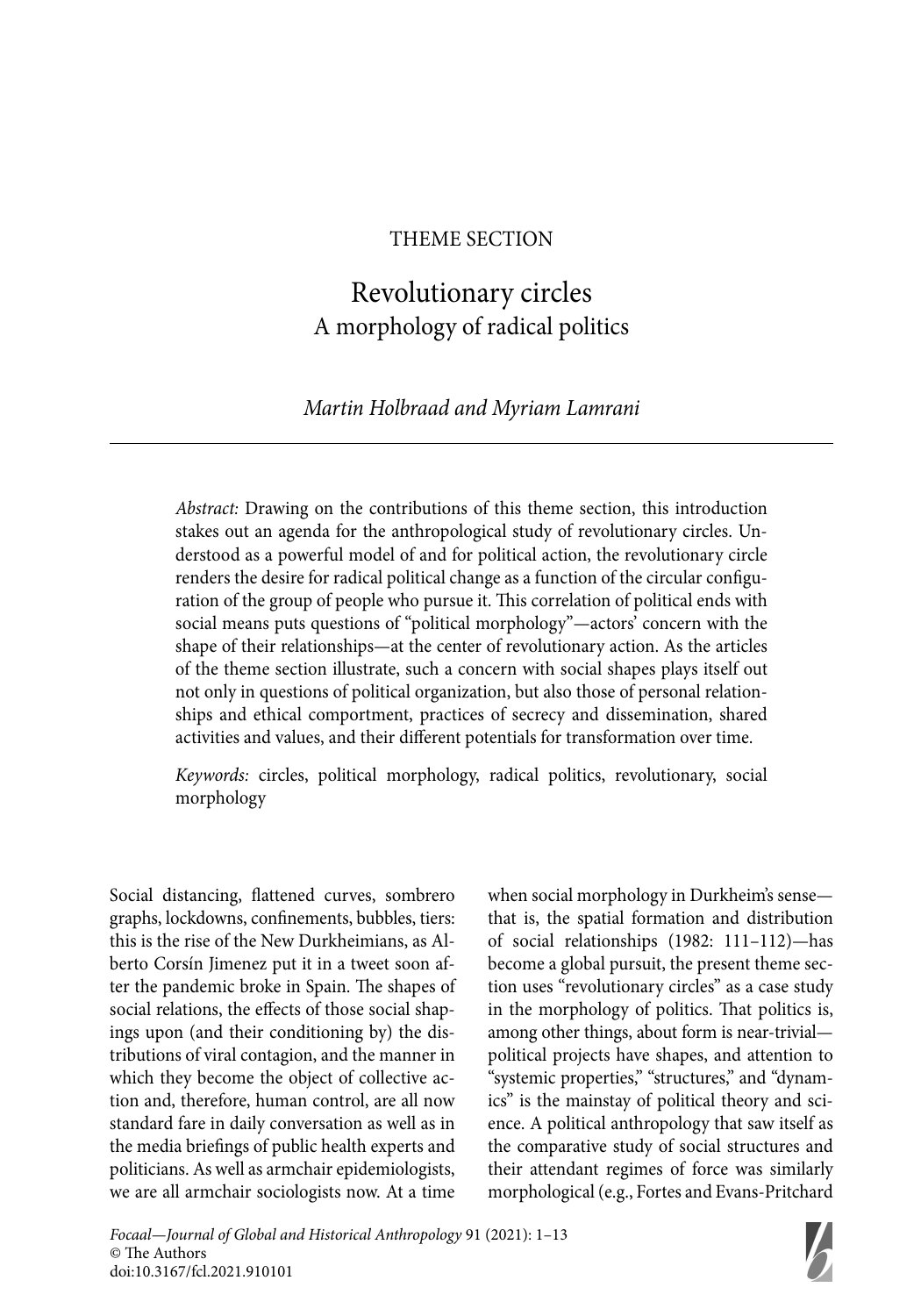THEME SECTION

# Revolutionary circles
## A morphology of radical politics

*Martin Holbraad and Myriam Lamrani*

*Abstract:* Drawing on the contributions of this theme section, this introduction stakes out an agenda for the anthropological study of revolutionary circles. Understood as a powerful model of and for political action, the revolutionary circle renders the desire for radical political change as a function of the circular configuration of the group of people who pursue it. This correlation of political ends with social means puts questions of "political morphology"—actors' concern with the shape of their relationships—at the center of revolutionary action. As the articles of the theme section illustrate, such a concern with social shapes plays itself out not only in questions of political organization, but also those of personal relationships and ethical comportment, practices of secrecy and dissemination, shared activities and values, and their different potentials for transformation over time.

*Keywords:* circles, political morphology, radical politics, revolutionary, social morphology

Social distancing, flattened curves, sombrero graphs, lockdowns, confinements, bubbles, tiers: this is the rise of the New Durkheimians, as Alberto Corsín Jimenez put it in a tweet soon after the pandemic broke in Spain. The shapes of social relations, the effects of those social shapings upon (and their conditioning by) the distributions of viral contagion, and the manner in which they become the object of collective action and, therefore, human control, are all now standard fare in daily conversation as well as in the media briefings of public health experts and politicians. As well as armchair epidemiologists, we are all armchair sociologists now. At a time when social morphology in Durkheim's sense—that is, the spatial formation and distribution of social relationships (1982: 111–112)—has become a global pursuit, the present theme section uses "revolutionary circles" as a case study in the morphology of politics. That politics is, among other things, about form is near-trivial—political projects have shapes, and attention to "systemic properties," "structures," and "dynamics" is the mainstay of political theory and science. A political anthropology that saw itself as the comparative study of social structures and their attendant regimes of force was similarly morphological (e.g., Fortes and Evans-Pritchard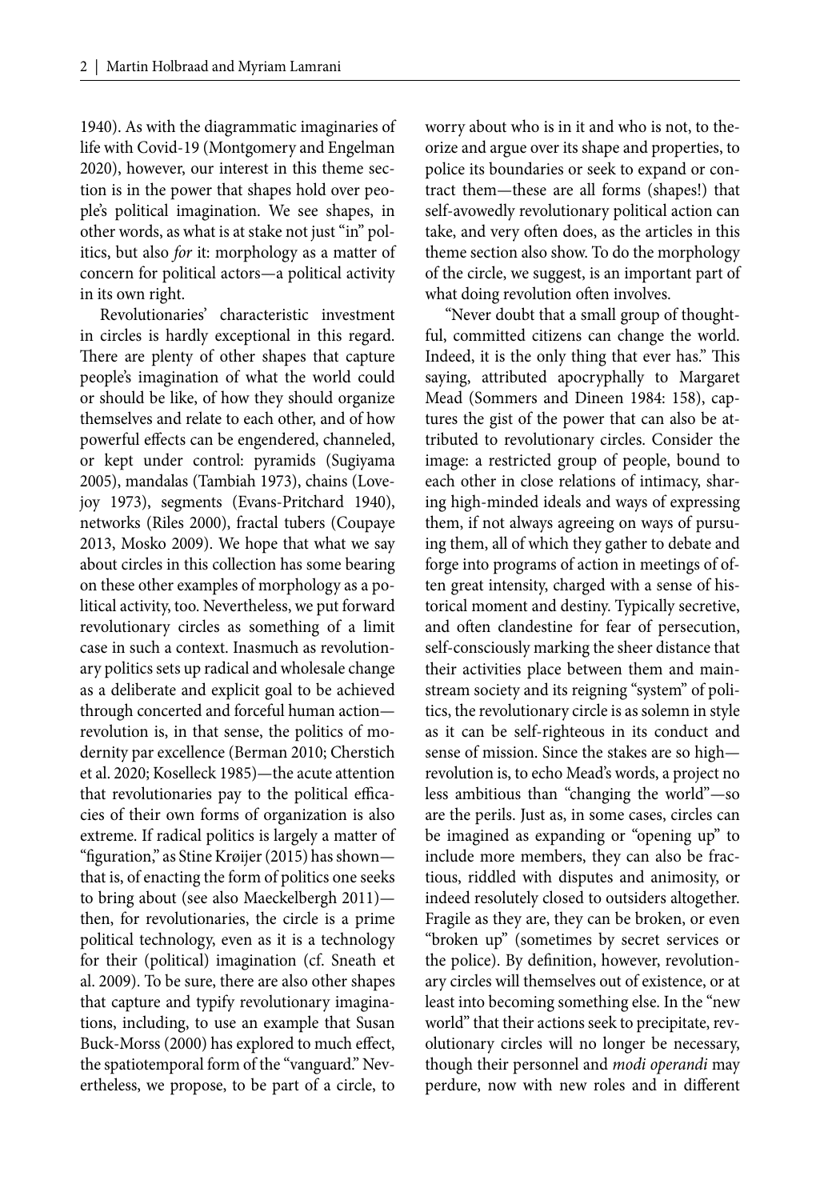1940). As with the diagrammatic imaginaries of life with Covid-19 (Montgomery and Engelman 2020), however, our interest in this theme section is in the power that shapes hold over people's political imagination. We see shapes, in other words, as what is at stake not just "in" politics, but also *for* it: morphology as a matter of concern for political actors—a political activity in its own right.

Revolutionaries' characteristic investment in circles is hardly exceptional in this regard. There are plenty of other shapes that capture people's imagination of what the world could or should be like, of how they should organize themselves and relate to each other, and of how powerful effects can be engendered, channeled, or kept under control: pyramids (Sugiyama 2005), mandalas (Tambiah 1973), chains (Lovejoy 1973), segments (Evans-Pritchard 1940), networks (Riles 2000), fractal tubers (Coupaye 2013, Mosko 2009). We hope that what we say about circles in this collection has some bearing on these other examples of morphology as a political activity, too. Nevertheless, we put forward revolutionary circles as something of a limit case in such a context. Inasmuch as revolutionary politics sets up radical and wholesale change as a deliberate and explicit goal to be achieved through concerted and forceful human action—revolution is, in that sense, the politics of modernity par excellence (Berman 2010; Cherstich et al. 2020; Koselleck 1985)—the acute attention that revolutionaries pay to the political efficacies of their own forms of organization is also extreme. If radical politics is largely a matter of "figuration," as Stine Krøijer (2015) has shown—that is, of enacting the form of politics one seeks to bring about (see also Maeckelbergh 2011)—then, for revolutionaries, the circle is a prime political technology, even as it is a technology for their (political) imagination (cf. Sneath et al. 2009). To be sure, there are also other shapes that capture and typify revolutionary imaginations, including, to use an example that Susan Buck-Morss (2000) has explored to much effect, the spatiotemporal form of the "vanguard." Nevertheless, we propose, to be part of a circle, to worry about who is in it and who is not, to theorize and argue over its shape and properties, to police its boundaries or seek to expand or contract them—these are all forms (shapes!) that self-avowedly revolutionary political action can take, and very often does, as the articles in this theme section also show. To do the morphology of the circle, we suggest, is an important part of what doing revolution often involves.

"Never doubt that a small group of thoughtful, committed citizens can change the world. Indeed, it is the only thing that ever has." This saying, attributed apocryphally to Margaret Mead (Sommers and Dineen 1984: 158), captures the gist of the power that can also be attributed to revolutionary circles. Consider the image: a restricted group of people, bound to each other in close relations of intimacy, sharing high-minded ideals and ways of expressing them, if not always agreeing on ways of pursuing them, all of which they gather to debate and forge into programs of action in meetings of often great intensity, charged with a sense of historical moment and destiny. Typically secretive, and often clandestine for fear of persecution, self-consciously marking the sheer distance that their activities place between them and mainstream society and its reigning "system" of politics, the revolutionary circle is as solemn in style as it can be self-righteous in its conduct and sense of mission. Since the stakes are so high—revolution is, to echo Mead's words, a project no less ambitious than "changing the world"—so are the perils. Just as, in some cases, circles can be imagined as expanding or "opening up" to include more members, they can also be fractious, riddled with disputes and animosity, or indeed resolutely closed to outsiders altogether. Fragile as they are, they can be broken, or even "broken up" (sometimes by secret services or the police). By definition, however, revolutionary circles will themselves out of existence, or at least into becoming something else. In the "new world" that their actions seek to precipitate, revolutionary circles will no longer be necessary, though their personnel and *modi operandi* may perdure, now with new roles and in different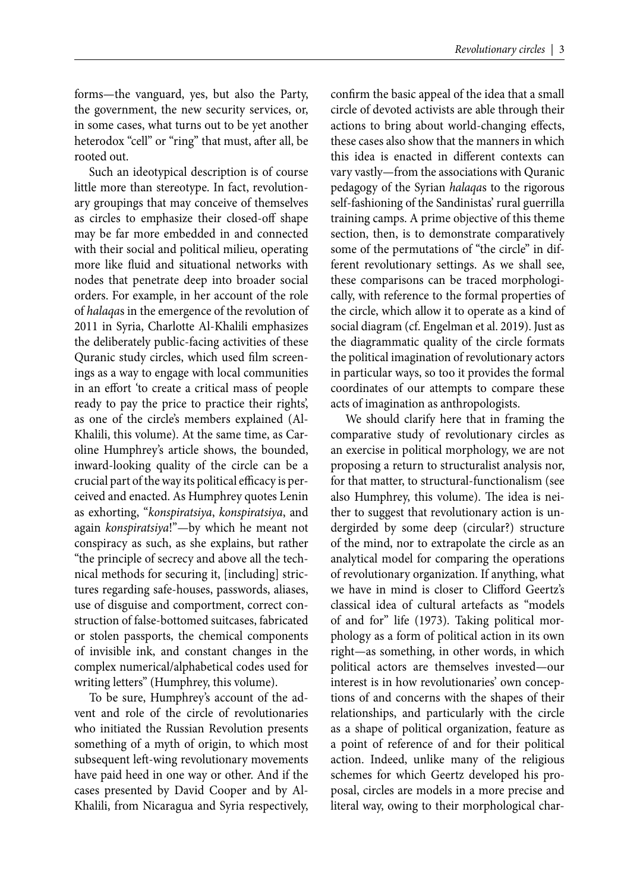forms—the vanguard, yes, but also the Party, the government, the new security services, or, in some cases, what turns out to be yet another heterodox "cell" or "ring" that must, after all, be rooted out.

Such an ideotypical description is of course little more than stereotype. In fact, revolutionary groupings that may conceive of themselves as circles to emphasize their closed-off shape may be far more embedded in and connected with their social and political milieu, operating more like fluid and situational networks with nodes that penetrate deep into broader social orders. For example, in her account of the role of *halaqa*s in the emergence of the revolution of 2011 in Syria, Charlotte Al-Khalili emphasizes the deliberately public-facing activities of these Quranic study circles, which used film screenings as a way to engage with local communities in an effort 'to create a critical mass of people ready to pay the price to practice their rights', as one of the circle's members explained (Al-Khalili, this volume). At the same time, as Caroline Humphrey's article shows, the bounded, inward-looking quality of the circle can be a crucial part of the way its political efficacy is perceived and enacted. As Humphrey quotes Lenin as exhorting, "*konspiratsiya*, *konspiratsiya*, and again *konspiratsiya*!"—by which he meant not conspiracy as such, as she explains, but rather "the principle of secrecy and above all the technical methods for securing it, [including] strictures regarding safe-houses, passwords, aliases, use of disguise and comportment, correct construction of false-bottomed suitcases, fabricated or stolen passports, the chemical components of invisible ink, and constant changes in the complex numerical/alphabetical codes used for writing letters" (Humphrey, this volume).

To be sure, Humphrey's account of the advent and role of the circle of revolutionaries who initiated the Russian Revolution presents something of a myth of origin, to which most subsequent left-wing revolutionary movements have paid heed in one way or other. And if the cases presented by David Cooper and by Al-Khalili, from Nicaragua and Syria respectively, confirm the basic appeal of the idea that a small circle of devoted activists are able through their actions to bring about world-changing effects, these cases also show that the manners in which this idea is enacted in different contexts can vary vastly—from the associations with Quranic pedagogy of the Syrian *halaqa*s to the rigorous self-fashioning of the Sandinistas' rural guerrilla training camps. A prime objective of this theme section, then, is to demonstrate comparatively some of the permutations of "the circle" in different revolutionary settings. As we shall see, these comparisons can be traced morphologically, with reference to the formal properties of the circle, which allow it to operate as a kind of social diagram (cf. Engelman et al. 2019). Just as the diagrammatic quality of the circle formats the political imagination of revolutionary actors in particular ways, so too it provides the formal coordinates of our attempts to compare these acts of imagination as anthropologists.

We should clarify here that in framing the comparative study of revolutionary circles as an exercise in political morphology, we are not proposing a return to structuralist analysis nor, for that matter, to structural-functionalism (see also Humphrey, this volume). The idea is neither to suggest that revolutionary action is undergirded by some deep (circular?) structure of the mind, nor to extrapolate the circle as an analytical model for comparing the operations of revolutionary organization. If anything, what we have in mind is closer to Clifford Geertz's classical idea of cultural artefacts as "models of and for" life (1973). Taking political morphology as a form of political action in its own right—as something, in other words, in which political actors are themselves invested—our interest is in how revolutionaries' own conceptions of and concerns with the shapes of their relationships, and particularly with the circle as a shape of political organization, feature as a point of reference of and for their political action. Indeed, unlike many of the religious schemes for which Geertz developed his proposal, circles are models in a more precise and literal way, owing to their morphological char-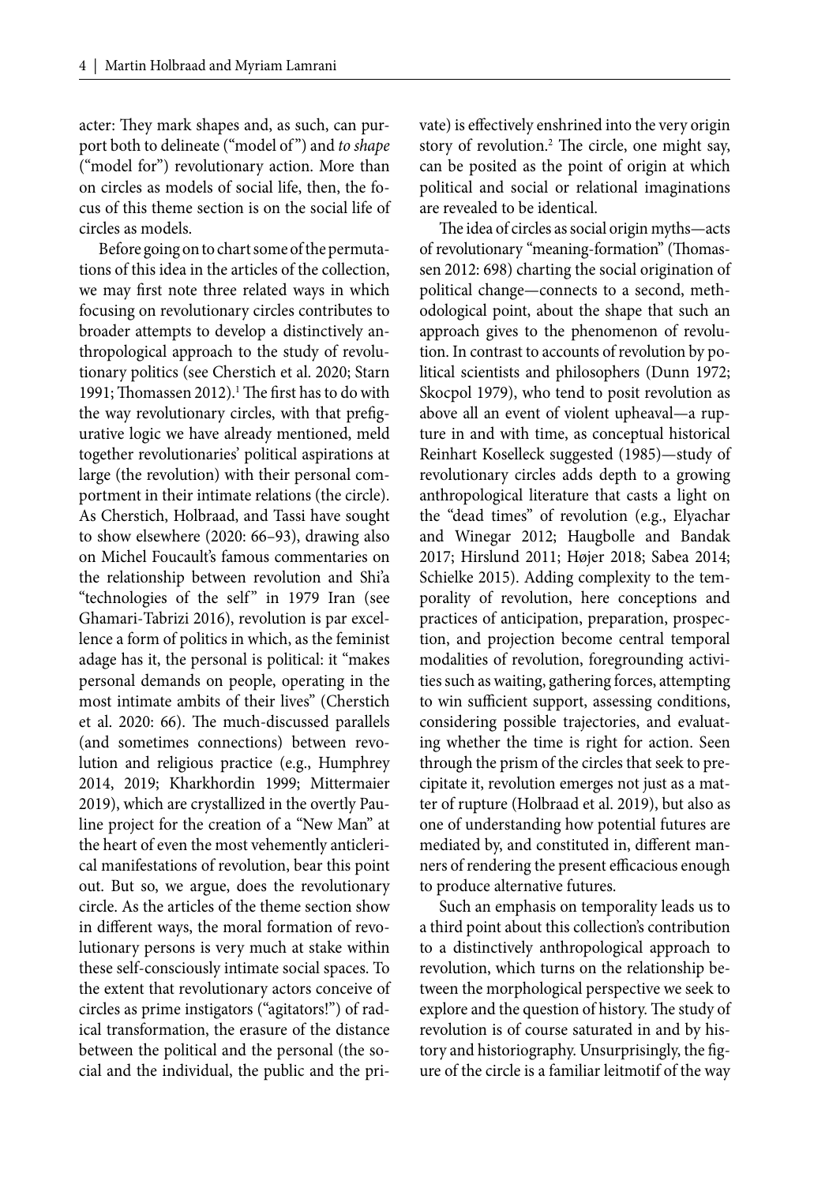acter: They mark shapes and, as such, can purport both to delineate ("model of") and *to shape* ("model for") revolutionary action. More than on circles as models of social life, then, the focus of this theme section is on the social life of circles as models.

Before going on to chart some of the permutations of this idea in the articles of the collection, we may first note three related ways in which focusing on revolutionary circles contributes to broader attempts to develop a distinctively anthropological approach to the study of revolutionary politics (see Cherstich et al. 2020; Starn 1991; Thomassen 2012).[1] The first has to do with the way revolutionary circles, with that prefigurative logic we have already mentioned, meld together revolutionaries' political aspirations at large (the revolution) with their personal comportment in their intimate relations (the circle). As Cherstich, Holbraad, and Tassi have sought to show elsewhere (2020: 66–93), drawing also on Michel Foucault's famous commentaries on the relationship between revolution and Shi'a "technologies of the self" in 1979 Iran (see Ghamari-Tabrizi 2016), revolution is par excellence a form of politics in which, as the feminist adage has it, the personal is political: it "makes personal demands on people, operating in the most intimate ambits of their lives" (Cherstich et al. 2020: 66). The much-discussed parallels (and sometimes connections) between revolution and religious practice (e.g., Humphrey 2014, 2019; Kharkhordin 1999; Mittermaier 2019), which are crystallized in the overtly Pauline project for the creation of a "New Man" at the heart of even the most vehemently anticlerical manifestations of revolution, bear this point out. But so, we argue, does the revolutionary circle. As the articles of the theme section show in different ways, the moral formation of revolutionary persons is very much at stake within these self-consciously intimate social spaces. To the extent that revolutionary actors conceive of circles as prime instigators ("agitators!") of radical transformation, the erasure of the distance between the political and the personal (the social and the individual, the public and the private) is effectively enshrined into the very origin story of revolution.[2] The circle, one might say, can be posited as the point of origin at which political and social or relational imaginations are revealed to be identical.

The idea of circles as social origin myths—acts of revolutionary "meaning-formation" (Thomassen 2012: 698) charting the social origination of political change—connects to a second, methodological point, about the shape that such an approach gives to the phenomenon of revolution. In contrast to accounts of revolution by political scientists and philosophers (Dunn 1972; Skocpol 1979), who tend to posit revolution as above all an event of violent upheaval—a rupture in and with time, as conceptual historical Reinhart Koselleck suggested (1985)—study of revolutionary circles adds depth to a growing anthropological literature that casts a light on the "dead times" of revolution (e.g., Elyachar and Winegar 2012; Haugbolle and Bandak 2017; Hirslund 2011; Højer 2018; Sabea 2014; Schielke 2015). Adding complexity to the temporality of revolution, here conceptions and practices of anticipation, preparation, prospection, and projection become central temporal modalities of revolution, foregrounding activities such as waiting, gathering forces, attempting to win sufficient support, assessing conditions, considering possible trajectories, and evaluating whether the time is right for action. Seen through the prism of the circles that seek to precipitate it, revolution emerges not just as a matter of rupture (Holbraad et al. 2019), but also as one of understanding how potential futures are mediated by, and constituted in, different manners of rendering the present efficacious enough to produce alternative futures.

Such an emphasis on temporality leads us to a third point about this collection's contribution to a distinctively anthropological approach to revolution, which turns on the relationship between the morphological perspective we seek to explore and the question of history. The study of revolution is of course saturated in and by history and historiography. Unsurprisingly, the figure of the circle is a familiar leitmotif of the way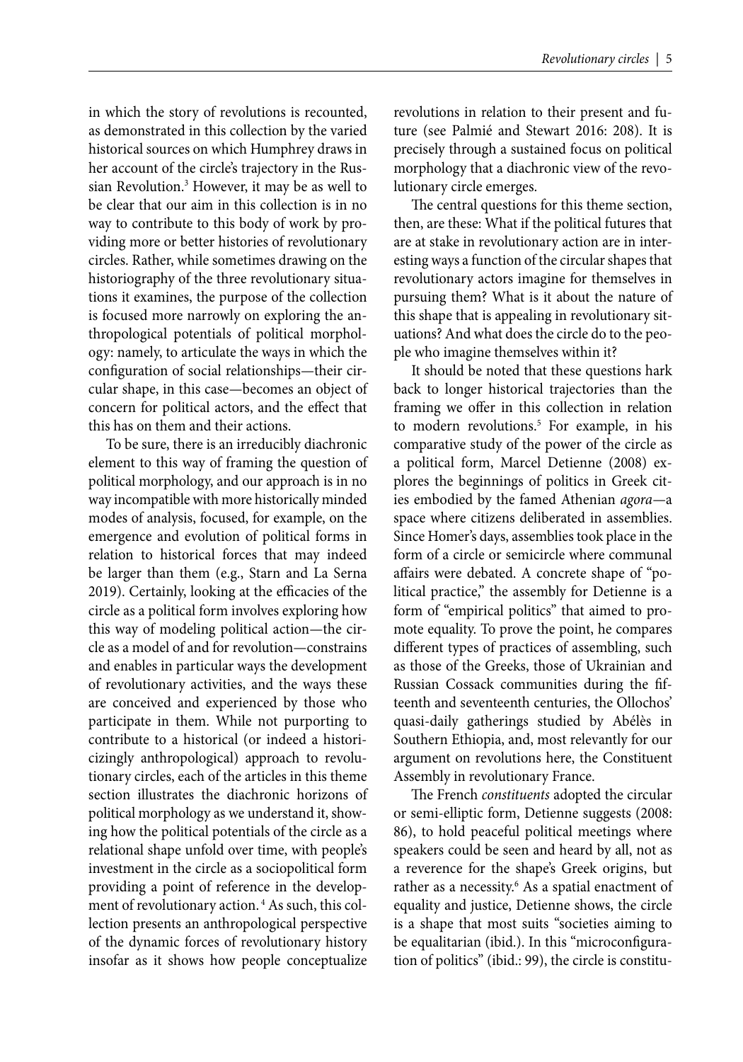in which the story of revolutions is recounted, as demonstrated in this collection by the varied historical sources on which Humphrey draws in her account of the circle's trajectory in the Russian Revolution.[3] However, it may be as well to be clear that our aim in this collection is in no way to contribute to this body of work by providing more or better histories of revolutionary circles. Rather, while sometimes drawing on the historiography of the three revolutionary situations it examines, the purpose of the collection is focused more narrowly on exploring the anthropological potentials of political morphology: namely, to articulate the ways in which the configuration of social relationships—their circular shape, in this case—becomes an object of concern for political actors, and the effect that this has on them and their actions.

To be sure, there is an irreducibly diachronic element to this way of framing the question of political morphology, and our approach is in no way incompatible with more historically minded modes of analysis, focused, for example, on the emergence and evolution of political forms in relation to historical forces that may indeed be larger than them (e.g., Starn and La Serna 2019). Certainly, looking at the efficacies of the circle as a political form involves exploring how this way of modeling political action—the circle as a model of and for revolution—constrains and enables in particular ways the development of revolutionary activities, and the ways these are conceived and experienced by those who participate in them. While not purporting to contribute to a historical (or indeed a historicizingly anthropological) approach to revolutionary circles, each of the articles in this theme section illustrates the diachronic horizons of political morphology as we understand it, showing how the political potentials of the circle as a relational shape unfold over time, with people's investment in the circle as a sociopolitical form providing a point of reference in the development of revolutionary action.[4] As such, this collection presents an anthropological perspective of the dynamic forces of revolutionary history insofar as it shows how people conceptualize revolutions in relation to their present and future (see Palmié and Stewart 2016: 208). It is precisely through a sustained focus on political morphology that a diachronic view of the revolutionary circle emerges.

The central questions for this theme section, then, are these: What if the political futures that are at stake in revolutionary action are in interesting ways a function of the circular shapes that revolutionary actors imagine for themselves in pursuing them? What is it about the nature of this shape that is appealing in revolutionary situations? And what does the circle do to the people who imagine themselves within it?

It should be noted that these questions hark back to longer historical trajectories than the framing we offer in this collection in relation to modern revolutions.[5] For example, in his comparative study of the power of the circle as a political form, Marcel Detienne (2008) explores the beginnings of politics in Greek cities embodied by the famed Athenian *agora*—a space where citizens deliberated in assemblies. Since Homer's days, assemblies took place in the form of a circle or semicircle where communal affairs were debated. A concrete shape of "political practice," the assembly for Detienne is a form of "empirical politics" that aimed to promote equality. To prove the point, he compares different types of practices of assembling, such as those of the Greeks, those of Ukrainian and Russian Cossack communities during the fifteenth and seventeenth centuries, the Ollochos' quasi-daily gatherings studied by Abélès in Southern Ethiopia, and, most relevantly for our argument on revolutions here, the Constituent Assembly in revolutionary France.

The French *constituents* adopted the circular or semi-elliptic form, Detienne suggests (2008: 86), to hold peaceful political meetings where speakers could be seen and heard by all, not as a reverence for the shape's Greek origins, but rather as a necessity.[6] As a spatial enactment of equality and justice, Detienne shows, the circle is a shape that most suits "societies aiming to be equalitarian (ibid.). In this "microconfiguration of politics" (ibid.: 99), the circle is constitu-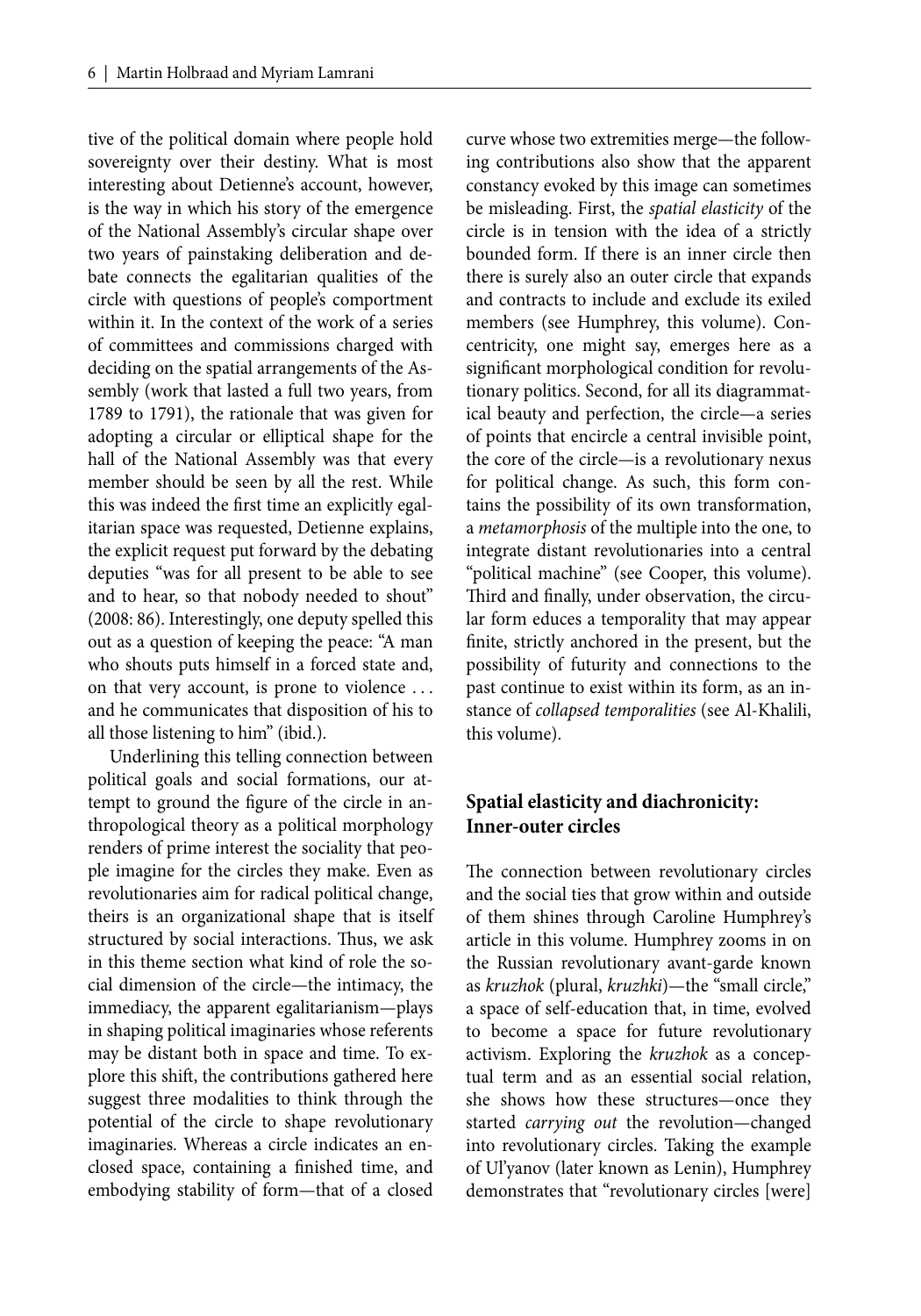tive of the political domain where people hold sovereignty over their destiny. What is most interesting about Detienne's account, however, is the way in which his story of the emergence of the National Assembly's circular shape over two years of painstaking deliberation and debate connects the egalitarian qualities of the circle with questions of people's comportment within it. In the context of the work of a series of committees and commissions charged with deciding on the spatial arrangements of the Assembly (work that lasted a full two years, from 1789 to 1791), the rationale that was given for adopting a circular or elliptical shape for the hall of the National Assembly was that every member should be seen by all the rest. While this was indeed the first time an explicitly egalitarian space was requested, Detienne explains, the explicit request put forward by the debating deputies "was for all present to be able to see and to hear, so that nobody needed to shout" (2008: 86). Interestingly, one deputy spelled this out as a question of keeping the peace: "A man who shouts puts himself in a forced state and, on that very account, is prone to violence . . . and he communicates that disposition of his to all those listening to him" (ibid.).

Underlining this telling connection between political goals and social formations, our attempt to ground the figure of the circle in anthropological theory as a political morphology renders of prime interest the sociality that people imagine for the circles they make. Even as revolutionaries aim for radical political change, theirs is an organizational shape that is itself structured by social interactions. Thus, we ask in this theme section what kind of role the social dimension of the circle—the intimacy, the immediacy, the apparent egalitarianism—plays in shaping political imaginaries whose referents may be distant both in space and time. To explore this shift, the contributions gathered here suggest three modalities to think through the potential of the circle to shape revolutionary imaginaries. Whereas a circle indicates an enclosed space, containing a finished time, and embodying stability of form—that of a closed curve whose two extremities merge—the following contributions also show that the apparent constancy evoked by this image can sometimes be misleading. First, the *spatial elasticity* of the circle is in tension with the idea of a strictly bounded form. If there is an inner circle then there is surely also an outer circle that expands and contracts to include and exclude its exiled members (see Humphrey, this volume). Concentricity, one might say, emerges here as a significant morphological condition for revolutionary politics. Second, for all its diagrammatical beauty and perfection, the circle—a series of points that encircle a central invisible point, the core of the circle—is a revolutionary nexus for political change. As such, this form contains the possibility of its own transformation, a *metamorphosis* of the multiple into the one, to integrate distant revolutionaries into a central "political machine" (see Cooper, this volume). Third and finally, under observation, the circular form educes a temporality that may appear finite, strictly anchored in the present, but the possibility of futurity and connections to the past continue to exist within its form, as an instance of *collapsed temporalities* (see Al-Khalili, this volume).

## Spatial elasticity and diachronicity: Inner-outer circles

The connection between revolutionary circles and the social ties that grow within and outside of them shines through Caroline Humphrey's article in this volume. Humphrey zooms in on the Russian revolutionary avant-garde known as *kruzhok* (plural, *kruzhki*)—the "small circle," a space of self-education that, in time, evolved to become a space for future revolutionary activism. Exploring the *kruzhok* as a conceptual term and as an essential social relation, she shows how these structures—once they started *carrying out* the revolution—changed into revolutionary circles. Taking the example of Ul'yanov (later known as Lenin), Humphrey demonstrates that "revolutionary circles [were]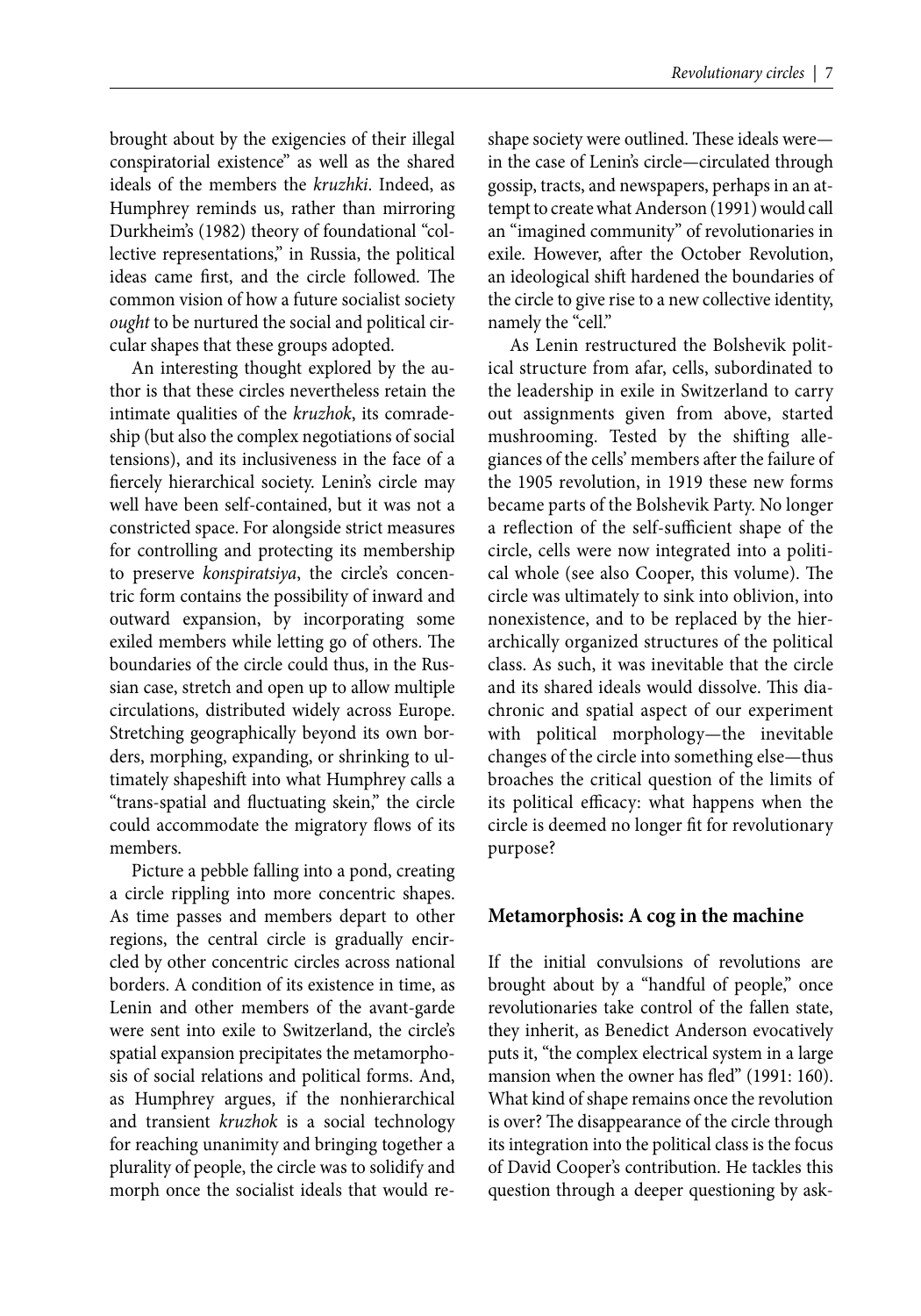brought about by the exigencies of their illegal conspiratorial existence" as well as the shared ideals of the members the *kruzhki*. Indeed, as Humphrey reminds us, rather than mirroring Durkheim's (1982) theory of foundational "collective representations," in Russia, the political ideas came first, and the circle followed. The common vision of how a future socialist society *ought* to be nurtured the social and political circular shapes that these groups adopted.

An interesting thought explored by the author is that these circles nevertheless retain the intimate qualities of the *kruzhok*, its comradeship (but also the complex negotiations of social tensions), and its inclusiveness in the face of a fiercely hierarchical society. Lenin's circle may well have been self-contained, but it was not a constricted space. For alongside strict measures for controlling and protecting its membership to preserve *konspiratsiya*, the circle's concentric form contains the possibility of inward and outward expansion, by incorporating some exiled members while letting go of others. The boundaries of the circle could thus, in the Russian case, stretch and open up to allow multiple circulations, distributed widely across Europe. Stretching geographically beyond its own borders, morphing, expanding, or shrinking to ultimately shapeshift into what Humphrey calls a "trans-spatial and fluctuating skein," the circle could accommodate the migratory flows of its members.

Picture a pebble falling into a pond, creating a circle rippling into more concentric shapes. As time passes and members depart to other regions, the central circle is gradually encircled by other concentric circles across national borders. A condition of its existence in time, as Lenin and other members of the avant-garde were sent into exile to Switzerland, the circle's spatial expansion precipitates the metamorphosis of social relations and political forms. And, as Humphrey argues, if the nonhierarchical and transient *kruzhok* is a social technology for reaching unanimity and bringing together a plurality of people, the circle was to solidify and morph once the socialist ideals that would reshape society were outlined. These ideals were—in the case of Lenin's circle—circulated through gossip, tracts, and newspapers, perhaps in an attempt to create what Anderson (1991) would call an "imagined community" of revolutionaries in exile. However, after the October Revolution, an ideological shift hardened the boundaries of the circle to give rise to a new collective identity, namely the "cell."

As Lenin restructured the Bolshevik political structure from afar, cells, subordinated to the leadership in exile in Switzerland to carry out assignments given from above, started mushrooming. Tested by the shifting allegiances of the cells' members after the failure of the 1905 revolution, in 1919 these new forms became parts of the Bolshevik Party. No longer a reflection of the self-sufficient shape of the circle, cells were now integrated into a political whole (see also Cooper, this volume). The circle was ultimately to sink into oblivion, into nonexistence, and to be replaced by the hierarchically organized structures of the political class. As such, it was inevitable that the circle and its shared ideals would dissolve. This diachronic and spatial aspect of our experiment with political morphology—the inevitable changes of the circle into something else—thus broaches the critical question of the limits of its political efficacy: what happens when the circle is deemed no longer fit for revolutionary purpose?

## Metamorphosis: A cog in the machine

If the initial convulsions of revolutions are brought about by a "handful of people," once revolutionaries take control of the fallen state, they inherit, as Benedict Anderson evocatively puts it, "the complex electrical system in a large mansion when the owner has fled" (1991: 160). What kind of shape remains once the revolution is over? The disappearance of the circle through its integration into the political class is the focus of David Cooper's contribution. He tackles this question through a deeper questioning by ask-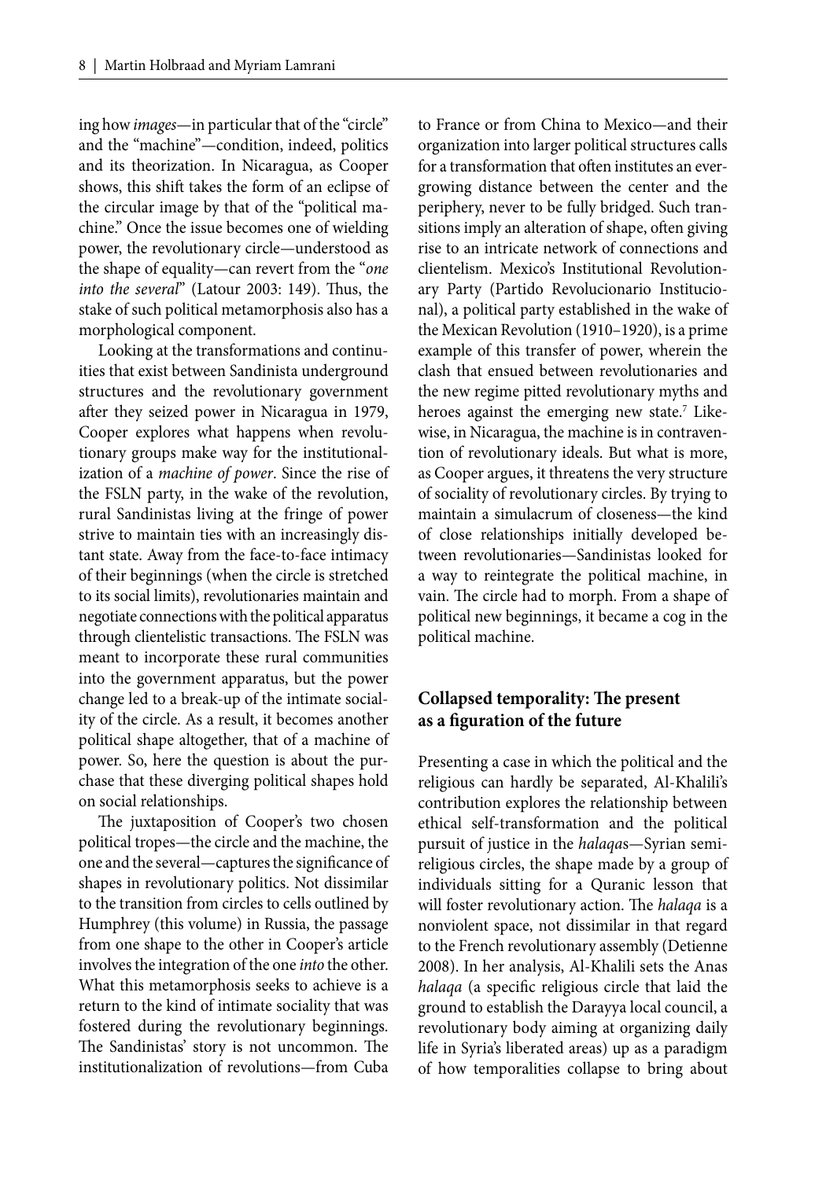ing how *images*—in particular that of the "circle" and the "machine"—condition, indeed, politics and its theorization. In Nicaragua, as Cooper shows, this shift takes the form of an eclipse of the circular image by that of the "political machine." Once the issue becomes one of wielding power, the revolutionary circle—understood as the shape of equality—can revert from the "*one into the several*" (Latour 2003: 149). Thus, the stake of such political metamorphosis also has a morphological component.

Looking at the transformations and continuities that exist between Sandinista underground structures and the revolutionary government after they seized power in Nicaragua in 1979, Cooper explores what happens when revolutionary groups make way for the institutionalization of a *machine of power*. Since the rise of the FSLN party, in the wake of the revolution, rural Sandinistas living at the fringe of power strive to maintain ties with an increasingly distant state. Away from the face-to-face intimacy of their beginnings (when the circle is stretched to its social limits), revolutionaries maintain and negotiate connections with the political apparatus through clientelistic transactions. The FSLN was meant to incorporate these rural communities into the government apparatus, but the power change led to a break-up of the intimate sociality of the circle. As a result, it becomes another political shape altogether, that of a machine of power. So, here the question is about the purchase that these diverging political shapes hold on social relationships.

The juxtaposition of Cooper's two chosen political tropes—the circle and the machine, the one and the several—captures the significance of shapes in revolutionary politics. Not dissimilar to the transition from circles to cells outlined by Humphrey (this volume) in Russia, the passage from one shape to the other in Cooper's article involves the integration of the one *into* the other. What this metamorphosis seeks to achieve is a return to the kind of intimate sociality that was fostered during the revolutionary beginnings. The Sandinistas' story is not uncommon. The institutionalization of revolutions—from Cuba to France or from China to Mexico—and their organization into larger political structures calls for a transformation that often institutes an ever-growing distance between the center and the periphery, never to be fully bridged. Such transitions imply an alteration of shape, often giving rise to an intricate network of connections and clientelism. Mexico's Institutional Revolutionary Party (Partido Revolucionario Institucional), a political party established in the wake of the Mexican Revolution (1910–1920), is a prime example of this transfer of power, wherein the clash that ensued between revolutionaries and the new regime pitted revolutionary myths and heroes against the emerging new state.[7] Likewise, in Nicaragua, the machine is in contravention of revolutionary ideals. But what is more, as Cooper argues, it threatens the very structure of sociality of revolutionary circles. By trying to maintain a simulacrum of closeness—the kind of close relationships initially developed between revolutionaries—Sandinistas looked for a way to reintegrate the political machine, in vain. The circle had to morph. From a shape of political new beginnings, it became a cog in the political machine.

## Collapsed temporality: The present as a figuration of the future

Presenting a case in which the political and the religious can hardly be separated, Al-Khalili's contribution explores the relationship between ethical self-transformation and the political pursuit of justice in the *halaqa*s—Syrian semi-religious circles, the shape made by a group of individuals sitting for a Quranic lesson that will foster revolutionary action. The *halaqa* is a nonviolent space, not dissimilar in that regard to the French revolutionary assembly (Detienne 2008). In her analysis, Al-Khalili sets the Anas *halaqa* (a specific religious circle that laid the ground to establish the Darayya local council, a revolutionary body aiming at organizing daily life in Syria's liberated areas) up as a paradigm of how temporalities collapse to bring about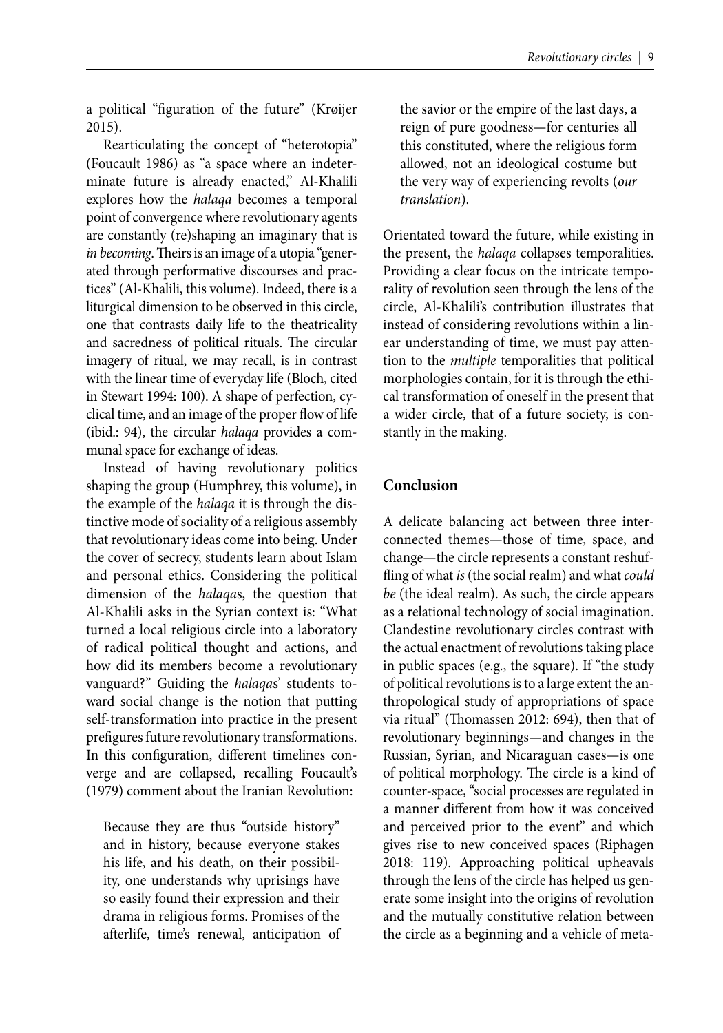a political "figuration of the future" (Krøijer 2015).

Rearticulating the concept of "heterotopia" (Foucault 1986) as "a space where an indeterminate future is already enacted," Al-Khalili explores how the *halaqa* becomes a temporal point of convergence where revolutionary agents are constantly (re)shaping an imaginary that is *in becoming*. Theirs is an image of a utopia "generated through performative discourses and practices" (Al-Khalili, this volume). Indeed, there is a liturgical dimension to be observed in this circle, one that contrasts daily life to the theatricality and sacredness of political rituals. The circular imagery of ritual, we may recall, is in contrast with the linear time of everyday life (Bloch, cited in Stewart 1994: 100). A shape of perfection, cyclical time, and an image of the proper flow of life (ibid.: 94), the circular *halaqa* provides a communal space for exchange of ideas.

Instead of having revolutionary politics shaping the group (Humphrey, this volume), in the example of the *halaqa* it is through the distinctive mode of sociality of a religious assembly that revolutionary ideas come into being. Under the cover of secrecy, students learn about Islam and personal ethics. Considering the political dimension of the *halaqa*s, the question that Al-Khalili asks in the Syrian context is: "What turned a local religious circle into a laboratory of radical political thought and actions, and how did its members become a revolutionary vanguard?" Guiding the *halaqa*s' students toward social change is the notion that putting self-transformation into practice in the present prefigures future revolutionary transformations. In this configuration, different timelines converge and are collapsed, recalling Foucault's (1979) comment about the Iranian Revolution:

> Because they are thus "outside history" and in history, because everyone stakes his life, and his death, on their possibility, one understands why uprisings have so easily found their expression and their drama in religious forms. Promises of the afterlife, time's renewal, anticipation of the savior or the empire of the last days, a reign of pure goodness—for centuries all this constituted, where the religious form allowed, not an ideological costume but the very way of experiencing revolts (*our translation*).

Orientated toward the future, while existing in the present, the *halaqa* collapses temporalities. Providing a clear focus on the intricate temporality of revolution seen through the lens of the circle, Al-Khalili's contribution illustrates that instead of considering revolutions within a linear understanding of time, we must pay attention to the *multiple* temporalities that political morphologies contain, for it is through the ethical transformation of oneself in the present that a wider circle, that of a future society, is constantly in the making.

## Conclusion

A delicate balancing act between three interconnected themes—those of time, space, and change—the circle represents a constant reshuffling of what *is* (the social realm) and what *could be* (the ideal realm). As such, the circle appears as a relational technology of social imagination. Clandestine revolutionary circles contrast with the actual enactment of revolutions taking place in public spaces (e.g., the square). If "the study of political revolutions is to a large extent the anthropological study of appropriations of space via ritual" (Thomassen 2012: 694), then that of revolutionary beginnings—and changes in the Russian, Syrian, and Nicaraguan cases—is one of political morphology. The circle is a kind of counter-space, "social processes are regulated in a manner different from how it was conceived and perceived prior to the event" and which gives rise to new conceived spaces (Riphagen 2018: 119). Approaching political upheavals through the lens of the circle has helped us generate some insight into the origins of revolution and the mutually constitutive relation between the circle as a beginning and a vehicle of meta-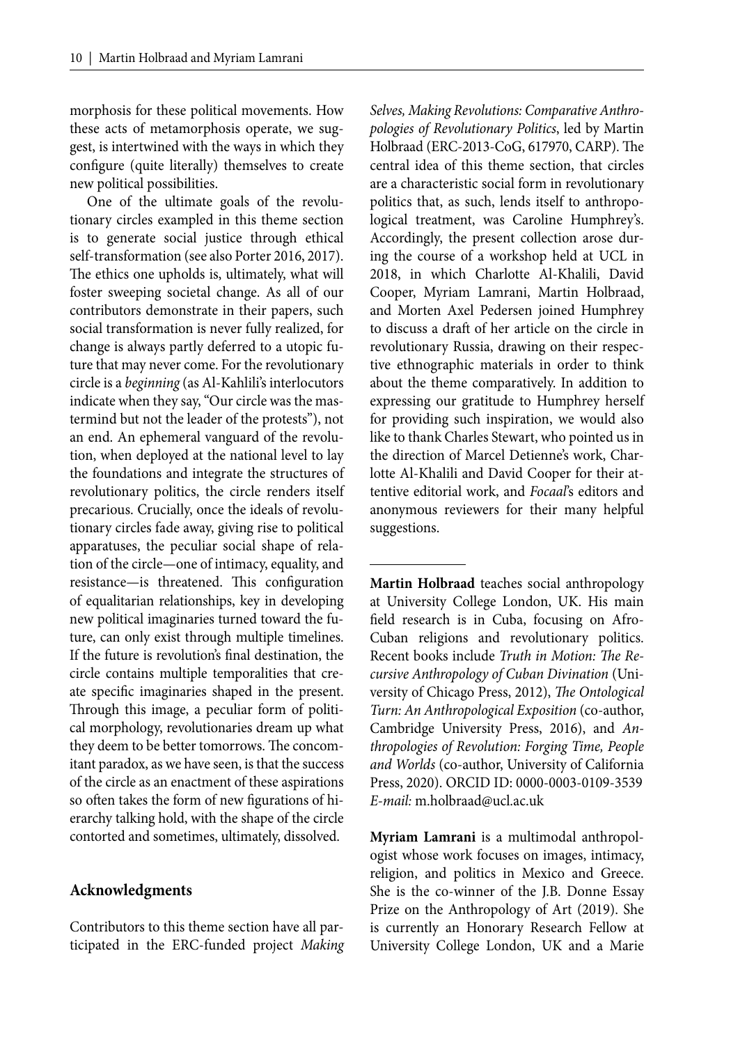morphosis for these political movements. How these acts of metamorphosis operate, we suggest, is intertwined with the ways in which they configure (quite literally) themselves to create new political possibilities.

One of the ultimate goals of the revolutionary circles exampled in this theme section is to generate social justice through ethical self-transformation (see also Porter 2016, 2017). The ethics one upholds is, ultimately, what will foster sweeping societal change. As all of our contributors demonstrate in their papers, such social transformation is never fully realized, for change is always partly deferred to a utopic future that may never come. For the revolutionary circle is a *beginning* (as Al-Kahlili's interlocutors indicate when they say, "Our circle was the mastermind but not the leader of the protests"), not an end. An ephemeral vanguard of the revolution, when deployed at the national level to lay the foundations and integrate the structures of revolutionary politics, the circle renders itself precarious. Crucially, once the ideals of revolutionary circles fade away, giving rise to political apparatuses, the peculiar social shape of relation of the circle—one of intimacy, equality, and resistance—is threatened. This configuration of equalitarian relationships, key in developing new political imaginaries turned toward the future, can only exist through multiple timelines. If the future is revolution's final destination, the circle contains multiple temporalities that create specific imaginaries shaped in the present. Through this image, a peculiar form of political morphology, revolutionaries dream up what they deem to be better tomorrows. The concomitant paradox, as we have seen, is that the success of the circle as an enactment of these aspirations so often takes the form of new figurations of hierarchy talking hold, with the shape of the circle contorted and sometimes, ultimately, dissolved.

## Acknowledgments

Contributors to this theme section have all participated in the ERC-funded project *Making Selves, Making Revolutions: Comparative Anthropologies of Revolutionary Politics*, led by Martin Holbraad (ERC-2013-CoG, 617970, CARP). The central idea of this theme section, that circles are a characteristic social form in revolutionary politics that, as such, lends itself to anthropological treatment, was Caroline Humphrey's. Accordingly, the present collection arose during the course of a workshop held at UCL in 2018, in which Charlotte Al-Khalili, David Cooper, Myriam Lamrani, Martin Holbraad, and Morten Axel Pedersen joined Humphrey to discuss a draft of her article on the circle in revolutionary Russia, drawing on their respective ethnographic materials in order to think about the theme comparatively. In addition to expressing our gratitude to Humphrey herself for providing such inspiration, we would also like to thank Charles Stewart, who pointed us in the direction of Marcel Detienne's work, Charlotte Al-Khalili and David Cooper for their attentive editorial work, and *Focaal*'s editors and anonymous reviewers for their many helpful suggestions.

---

**Martin Holbraad** teaches social anthropology at University College London, UK. His main field research is in Cuba, focusing on Afro-Cuban religions and revolutionary politics. Recent books include *Truth in Motion: The Recursive Anthropology of Cuban Divination* (University of Chicago Press, 2012), *The Ontological Turn: An Anthropological Exposition* (co-author, Cambridge University Press, 2016), and *Anthropologies of Revolution: Forging Time, People and Worlds* (co-author, University of California Press, 2020). ORCID ID: 0000-0003-0109-3539
*E-mail:* m.holbraad@ucl.ac.uk

**Myriam Lamrani** is a multimodal anthropologist whose work focuses on images, intimacy, religion, and politics in Mexico and Greece. She is the co-winner of the J.B. Donne Essay Prize on the Anthropology of Art (2019). She is currently an Honorary Research Fellow at University College London, UK and a Marie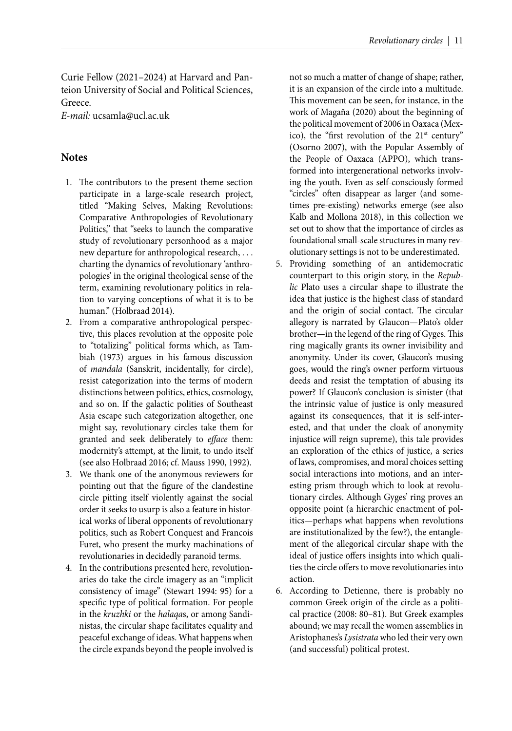Curie Fellow (2021–2024) at Harvard and Panteion University of Social and Political Sciences, Greece.
*E-mail:* ucsamla@ucl.ac.uk

## Notes

1. The contributors to the present theme section participate in a large-scale research project, titled "Making Selves, Making Revolutions: Comparative Anthropologies of Revolutionary Politics," that "seeks to launch the comparative study of revolutionary personhood as a major new departure for anthropological research, . . . charting the dynamics of revolutionary 'anthropologies' in the original theological sense of the term, examining revolutionary politics in relation to varying conceptions of what it is to be human." (Holbraad 2014).
2. From a comparative anthropological perspective, this places revolution at the opposite pole to "totalizing" political forms which, as Tambiah (1973) argues in his famous discussion of *mandala* (Sanskrit, incidentally, for circle), resist categorization into the terms of modern distinctions between politics, ethics, cosmology, and so on. If the galactic polities of Southeast Asia escape such categorization altogether, one might say, revolutionary circles take them for granted and seek deliberately to *efface* them: modernity's attempt, at the limit, to undo itself (see also Holbraad 2016; cf. Mauss 1990, 1992).
3. We thank one of the anonymous reviewers for pointing out that the figure of the clandestine circle pitting itself violently against the social order it seeks to usurp is also a feature in historical works of liberal opponents of revolutionary politics, such as Robert Conquest and Francois Furet, who present the murky machinations of revolutionaries in decidedly paranoid terms.
4. In the contributions presented here, revolutionaries do take the circle imagery as an "implicit consistency of image" (Stewart 1994: 95) for a specific type of political formation. For people in the *kruzhki* or the *halaqa*s, or among Sandinistas, the circular shape facilitates equality and peaceful exchange of ideas. What happens when the circle expands beyond the people involved is not so much a matter of change of shape; rather, it is an expansion of the circle into a multitude. This movement can be seen, for instance, in the work of Magaña (2020) about the beginning of the political movement of 2006 in Oaxaca (Mexico), the "first revolution of the 21st century" (Osorno 2007), with the Popular Assembly of the People of Oaxaca (APPO), which transformed into intergenerational networks involving the youth. Even as self-consciously formed "circles" often disappear as larger (and sometimes pre-existing) networks emerge (see also Kalb and Mollona 2018), in this collection we set out to show that the importance of circles as foundational small-scale structures in many revolutionary settings is not to be underestimated.
5. Providing something of an antidemocratic counterpart to this origin story, in the *Republic* Plato uses a circular shape to illustrate the idea that justice is the highest class of standard and the origin of social contact. The circular allegory is narrated by Glaucon—Plato's older brother—in the legend of the ring of Gyges. This ring magically grants its owner invisibility and anonymity. Under its cover, Glaucon's musing goes, would the ring's owner perform virtuous deeds and resist the temptation of abusing its power? If Glaucon's conclusion is sinister (that the intrinsic value of justice is only measured against its consequences, that it is self-interested, and that under the cloak of anonymity injustice will reign supreme), this tale provides an exploration of the ethics of justice, a series of laws, compromises, and moral choices setting social interactions into motions, and an interesting prism through which to look at revolutionary circles. Although Gyges' ring proves an opposite point (a hierarchic enactment of politics—perhaps what happens when revolutions are institutionalized by the few?), the entanglement of the allegorical circular shape with the ideal of justice offers insights into which qualities the circle offers to move revolutionaries into action.
6. According to Detienne, there is probably no common Greek origin of the circle as a political practice (2008: 80–81). But Greek examples abound; we may recall the women assemblies in Aristophanes's *Lysistrata* who led their very own (and successful) political protest.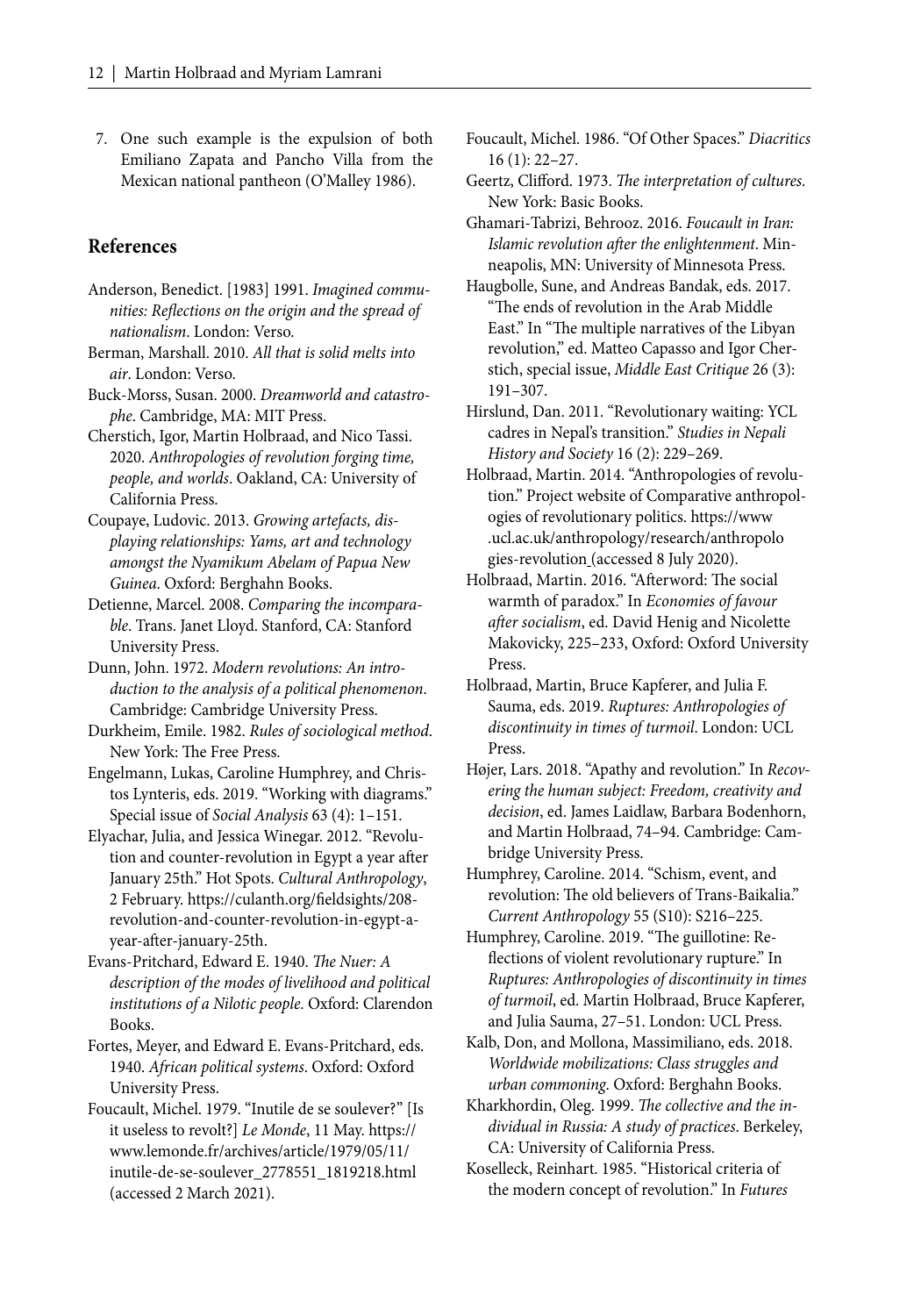7. One such example is the expulsion of both Emiliano Zapata and Pancho Villa from the Mexican national pantheon (O'Malley 1986).

## References

Anderson, Benedict. [1983] 1991. *Imagined communities: Reflections on the origin and the spread of nationalism*. London: Verso.

Berman, Marshall. 2010. *All that is solid melts into air*. London: Verso.

Buck-Morss, Susan. 2000. *Dreamworld and catastrophe*. Cambridge, MA: MIT Press.

Cherstich, Igor, Martin Holbraad, and Nico Tassi. 2020. *Anthropologies of revolution forging time, people, and worlds*. Oakland, CA: University of California Press.

Coupaye, Ludovic. 2013. *Growing artefacts, displaying relationships: Yams, art and technology amongst the Nyamikum Abelam of Papua New Guinea*. Oxford: Berghahn Books.

Detienne, Marcel. 2008. *Comparing the incomparable*. Trans. Janet Lloyd. Stanford, CA: Stanford University Press.

Dunn, John. 1972. *Modern revolutions: An introduction to the analysis of a political phenomenon*. Cambridge: Cambridge University Press.

Durkheim, Emile. 1982. *Rules of sociological method*. New York: The Free Press.

Engelmann, Lukas, Caroline Humphrey, and Christos Lynteris, eds. 2019. "Working with diagrams." Special issue of *Social Analysis* 63 (4): 1–151.

Elyachar, Julia, and Jessica Winegar. 2012. "Revolution and counter-revolution in Egypt a year after January 25th." Hot Spots. *Cultural Anthropology*, 2 February. https://culanth.org/fieldsights/208-revolution-and-counter-revolution-in-egypt-a-year-after-january-25th.

Evans-Pritchard, Edward E. 1940. *The Nuer: A description of the modes of livelihood and political institutions of a Nilotic people*. Oxford: Clarendon Books.

Fortes, Meyer, and Edward E. Evans-Pritchard, eds. 1940. *African political systems*. Oxford: Oxford University Press.

Foucault, Michel. 1979. "Inutile de se soulever?" [Is it useless to revolt?] *Le Monde*, 11 May. https://www.lemonde.fr/archives/article/1979/05/11/inutile-de-se-soulever_2778551_1819218.html (accessed 2 March 2021).

Foucault, Michel. 1986. "Of Other Spaces." *Diacritics* 16 (1): 22–27.

Geertz, Clifford. 1973. *The interpretation of cultures*. New York: Basic Books.

Ghamari-Tabrizi, Behrooz. 2016. *Foucault in Iran: Islamic revolution after the enlightenment*. Minneapolis, MN: University of Minnesota Press.

Haugbolle, Sune, and Andreas Bandak, eds. 2017. "The ends of revolution in the Arab Middle East." In "The multiple narratives of the Libyan revolution," ed. Matteo Capasso and Igor Cherstich, special issue, *Middle East Critique* 26 (3): 191–307.

Hirslund, Dan. 2011. "Revolutionary waiting: YCL cadres in Nepal's transition." *Studies in Nepali History and Society* 16 (2): 229–269.

Holbraad, Martin. 2014. "Anthropologies of revolution." Project website of Comparative anthropologies of revolutionary politics. https://www.ucl.ac.uk/anthropology/research/anthropologies-revolution (accessed 8 July 2020).

Holbraad, Martin. 2016. "Afterword: The social warmth of paradox." In *Economies of favour after socialism*, ed. David Henig and Nicolette Makovicky, 225–233, Oxford: Oxford University Press.

Holbraad, Martin, Bruce Kapferer, and Julia F. Sauma, eds. 2019. *Ruptures: Anthropologies of discontinuity in times of turmoil*. London: UCL Press.

Højer, Lars. 2018. "Apathy and revolution." In *Recovering the human subject: Freedom, creativity and decision*, ed. James Laidlaw, Barbara Bodenhorn, and Martin Holbraad, 74–94. Cambridge: Cambridge University Press.

Humphrey, Caroline. 2014. "Schism, event, and revolution: The old believers of Trans-Baikalia." *Current Anthropology* 55 (S10): S216–225.

Humphrey, Caroline. 2019. "The guillotine: Reflections of violent revolutionary rupture." In *Ruptures: Anthropologies of discontinuity in times of turmoil*, ed. Martin Holbraad, Bruce Kapferer, and Julia Sauma, 27–51. London: UCL Press.

Kalb, Don, and Mollona, Massimiliano, eds. 2018. *Worldwide mobilizations: Class struggles and urban commoning*. Oxford: Berghahn Books.

Kharkhordin, Oleg. 1999. *The collective and the individual in Russia: A study of practices*. Berkeley, CA: University of California Press.

Koselleck, Reinhart. 1985. "Historical criteria of the modern concept of revolution." In *Futures*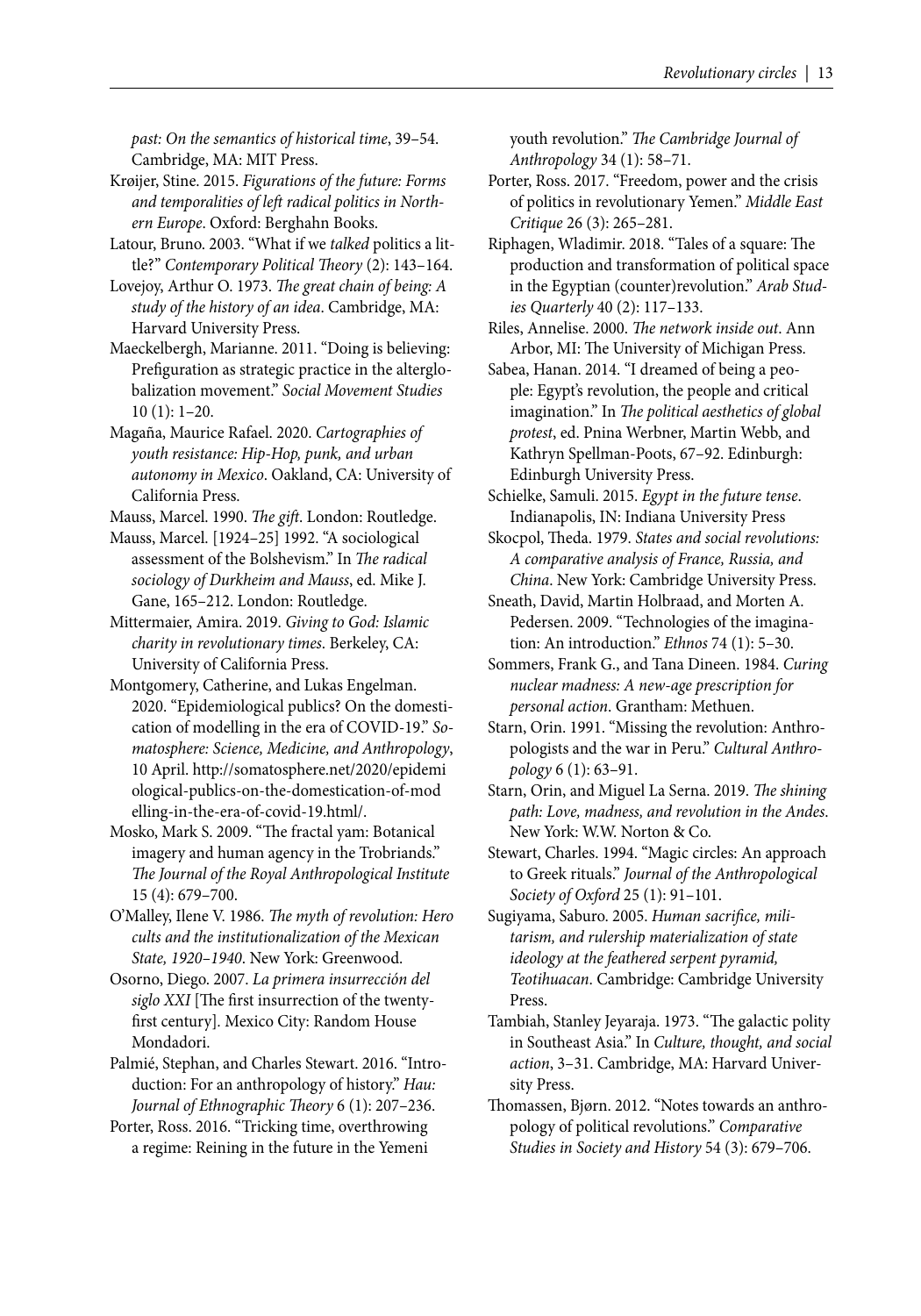*past: On the semantics of historical time*, 39–54. Cambridge, MA: MIT Press.

Krøijer, Stine. 2015. *Figurations of the future: Forms and temporalities of left radical politics in Northern Europe*. Oxford: Berghahn Books.

Latour, Bruno. 2003. "What if we *talked* politics a little?" *Contemporary Political Theory* (2): 143–164.

Lovejoy, Arthur O. 1973. *The great chain of being: A study of the history of an idea*. Cambridge, MA: Harvard University Press.

Maeckelbergh, Marianne. 2011. "Doing is believing: Prefiguration as strategic practice in the alterglobalization movement." *Social Movement Studies* 10 (1): 1–20.

Magaña, Maurice Rafael. 2020. *Cartographies of youth resistance: Hip-Hop, punk, and urban autonomy in Mexico*. Oakland, CA: University of California Press.

Mauss, Marcel. 1990. *The gift*. London: Routledge.

Mauss, Marcel. [1924–25] 1992. "A sociological assessment of the Bolshevism." In *The radical sociology of Durkheim and Mauss*, ed. Mike J. Gane, 165–212. London: Routledge.

Mittermaier, Amira. 2019. *Giving to God: Islamic charity in revolutionary times*. Berkeley, CA: University of California Press.

Montgomery, Catherine, and Lukas Engelman. 2020. "Epidemiological publics? On the domestication of modelling in the era of COVID-19." *Somatosphere: Science, Medicine, and Anthropology*, 10 April. http://somatosphere.net/2020/epidemiological-publics-on-the-domestication-of-modelling-in-the-era-of-covid-19.html/.

Mosko, Mark S. 2009. "The fractal yam: Botanical imagery and human agency in the Trobriands." *The Journal of the Royal Anthropological Institute* 15 (4): 679–700.

O'Malley, Ilene V. 1986. *The myth of revolution: Hero cults and the institutionalization of the Mexican State, 1920–1940*. New York: Greenwood.

Osorno, Diego. 2007. *La primera insurrección del siglo XXI* [The first insurrection of the twenty-first century]. Mexico City: Random House Mondadori.

Palmié, Stephan, and Charles Stewart. 2016. "Introduction: For an anthropology of history." *Hau: Journal of Ethnographic Theory* 6 (1): 207–236.

Porter, Ross. 2016. "Tricking time, overthrowing a regime: Reining in the future in the Yemeni youth revolution." *The Cambridge Journal of Anthropology* 34 (1): 58–71.

Porter, Ross. 2017. "Freedom, power and the crisis of politics in revolutionary Yemen." *Middle East Critique* 26 (3): 265–281.

Riphagen, Wladimir. 2018. "Tales of a square: The production and transformation of political space in the Egyptian (counter)revolution." *Arab Studies Quarterly* 40 (2): 117–133.

Riles, Annelise. 2000. *The network inside out*. Ann Arbor, MI: The University of Michigan Press.

Sabea, Hanan. 2014. "I dreamed of being a people: Egypt's revolution, the people and critical imagination." In *The political aesthetics of global protest*, ed. Pnina Werbner, Martin Webb, and Kathryn Spellman-Poots, 67–92. Edinburgh: Edinburgh University Press.

Schielke, Samuli. 2015. *Egypt in the future tense*. Indianapolis, IN: Indiana University Press

Skocpol, Theda. 1979. *States and social revolutions: A comparative analysis of France, Russia, and China*. New York: Cambridge University Press.

Sneath, David, Martin Holbraad, and Morten A. Pedersen. 2009. "Technologies of the imagination: An introduction." *Ethnos* 74 (1): 5–30.

Sommers, Frank G., and Tana Dineen. 1984. *Curing nuclear madness: A new-age prescription for personal action*. Grantham: Methuen.

Starn, Orin. 1991. "Missing the revolution: Anthropologists and the war in Peru." *Cultural Anthropology* 6 (1): 63–91.

Starn, Orin, and Miguel La Serna. 2019. *The shining path: Love, madness, and revolution in the Andes*. New York: W.W. Norton & Co.

Stewart, Charles. 1994. "Magic circles: An approach to Greek rituals." *Journal of the Anthropological Society of Oxford* 25 (1): 91–101.

Sugiyama, Saburo. 2005. *Human sacrifice, militarism, and rulership materialization of state ideology at the feathered serpent pyramid, Teotihuacan*. Cambridge: Cambridge University Press.

Tambiah, Stanley Jeyaraja. 1973. "The galactic polity in Southeast Asia." In *Culture, thought, and social action*, 3–31. Cambridge, MA: Harvard University Press.

Thomassen, Bjørn. 2012. "Notes towards an anthropology of political revolutions." *Comparative Studies in Society and History* 54 (3): 679–706.